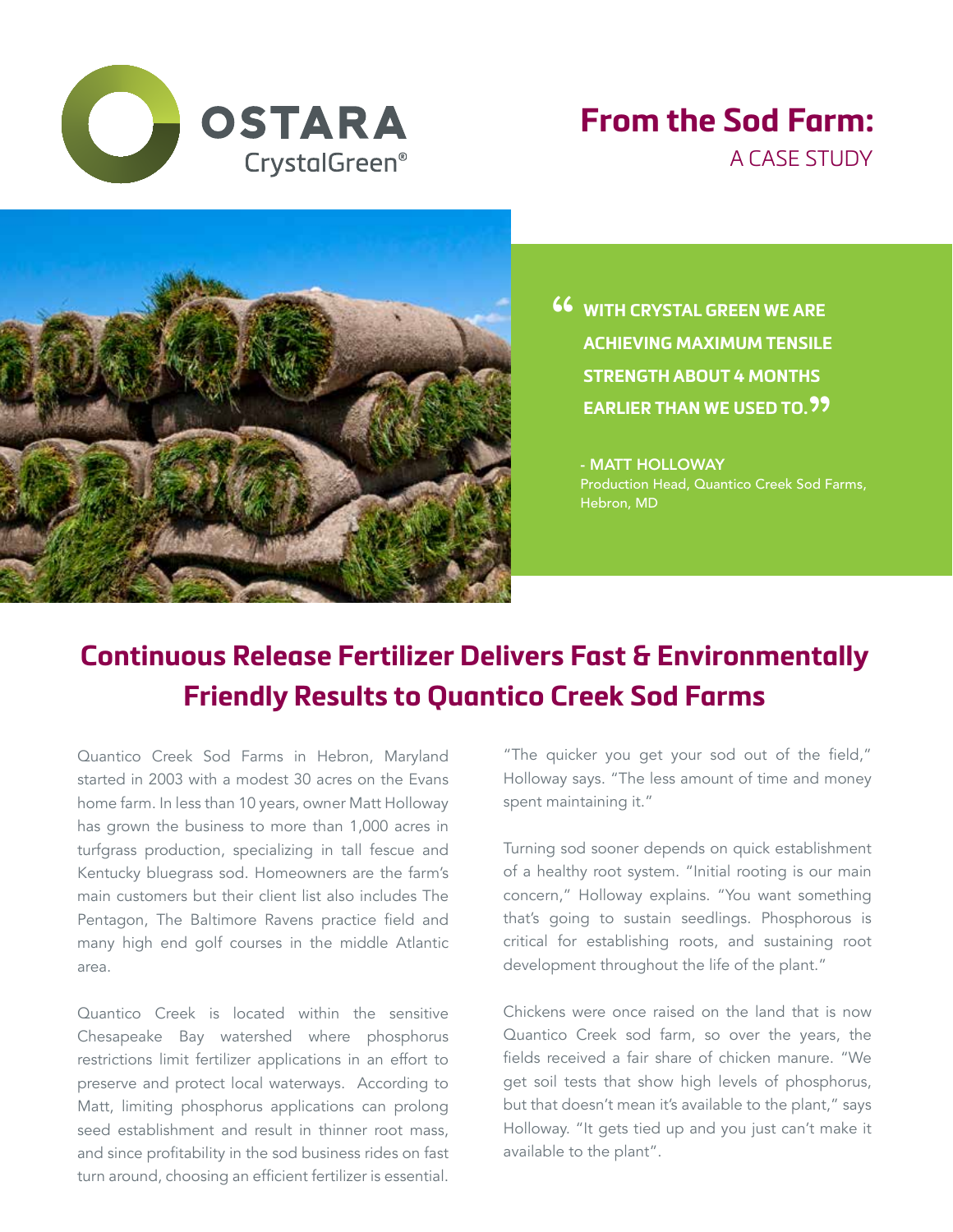OSTARA CrystalGreen®

# From the Sod Farm:

A CASE STUDY

> "WITH CRYSTAL GREEN WE ARE ACHIEVING MAXIMUM TENSILE STRENGTH ABOUT 4 MONTHS EARLIER THAN WE USED TO."
>
> **- MATT HOLLOWAY**
> Production Head, Quantico Creek Sod Farms, Hebron, MD

## Continuous Release Fertilizer Delivers Fast & Environmentally Friendly Results to Quantico Creek Sod Farms

Quantico Creek Sod Farms in Hebron, Maryland started in 2003 with a modest 30 acres on the Evans home farm. In less than 10 years, owner Matt Holloway has grown the business to more than 1,000 acres in turfgrass production, specializing in tall fescue and Kentucky bluegrass sod. Homeowners are the farm's main customers but their client list also includes The Pentagon, The Baltimore Ravens practice field and many high end golf courses in the middle Atlantic area.

Quantico Creek is located within the sensitive Chesapeake Bay watershed where phosphorus restrictions limit fertilizer applications in an effort to preserve and protect local waterways. According to Matt, limiting phosphorus applications can prolong seed establishment and result in thinner root mass, and since profitability in the sod business rides on fast turn around, choosing an efficient fertilizer is essential.

"The quicker you get your sod out of the field," Holloway says. "The less amount of time and money spent maintaining it."

Turning sod sooner depends on quick establishment of a healthy root system. "Initial rooting is our main concern," Holloway explains. "You want something that's going to sustain seedlings. Phosphorous is critical for establishing roots, and sustaining root development throughout the life of the plant."

Chickens were once raised on the land that is now Quantico Creek sod farm, so over the years, the fields received a fair share of chicken manure. "We get soil tests that show high levels of phosphorus, but that doesn't mean it's available to the plant," says Holloway. "It gets tied up and you just can't make it available to the plant".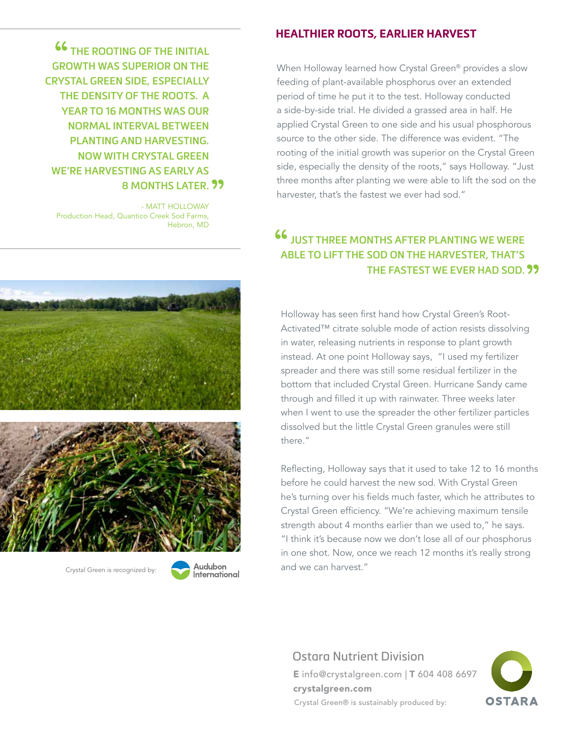> "THE ROOTING OF THE INITIAL GROWTH WAS SUPERIOR ON THE CRYSTAL GREEN SIDE, ESPECIALLY THE DENSITY OF THE ROOTS. A YEAR TO 16 MONTHS WAS OUR NORMAL INTERVAL BETWEEN PLANTING AND HARVESTING. NOW WITH CRYSTAL GREEN WE'RE HARVESTING AS EARLY AS 8 MONTHS LATER."
>
> - MATT HOLLOWAY
> Production Head, Quantico Creek Sod Farms, Hebron, MD

## HEALTHIER ROOTS, EARLIER HARVEST

When Holloway learned how Crystal Green® provides a slow feeding of plant-available phosphorus over an extended period of time he put it to the test. Holloway conducted a side-by-side trial. He divided a grassed area in half. He applied Crystal Green to one side and his usual phosphorous source to the other side. The difference was evident. "The rooting of the initial growth was superior on the Crystal Green side, especially the density of the roots," says Holloway. "Just three months after planting we were able to lift the sod on the harvester, that's the fastest we ever had sod."

> "JUST THREE MONTHS AFTER PLANTING WE WERE ABLE TO LIFT THE SOD ON THE HARVESTER, THAT'S THE FASTEST WE EVER HAD SOD."

Holloway has seen first hand how Crystal Green's Root-Activated™ citrate soluble mode of action resists dissolving in water, releasing nutrients in response to plant growth instead. At one point Holloway says, "I used my fertilizer spreader and there was still some residual fertilizer in the bottom that included Crystal Green. Hurricane Sandy came through and filled it up with rainwater. Three weeks later when I went to use the spreader the other fertilizer particles dissolved but the little Crystal Green granules were still there."

Reflecting, Holloway says that it used to take 12 to 16 months before he could harvest the new sod. With Crystal Green he's turning over his fields much faster, which he attributes to Crystal Green efficiency. "We're achieving maximum tensile strength about 4 months earlier than we used to," he says. "I think it's because now we don't lose all of our phosphorus in one shot. Now, once we reach 12 months it's really strong and we can harvest."

Crystal Green is recognized by: Audubon International

**Ostara Nutrient Division**

**E** info@crystalgreen.com | **T** 604 408 6697

**crystalgreen.com**

Crystal Green® is sustainably produced by: OSTARA